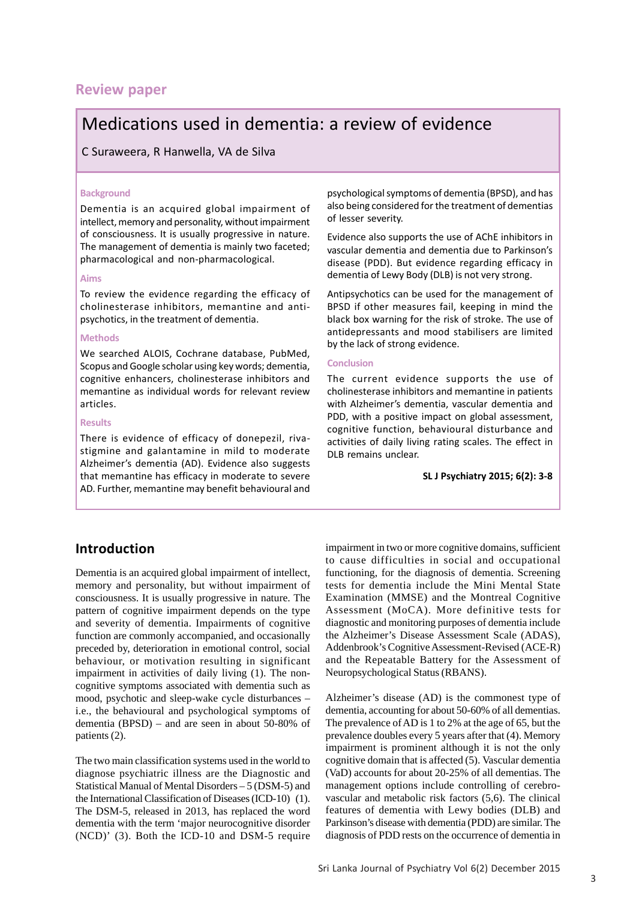Review paper

# Medications used in dementia: a review of evidence

C Suraweera, R Hanwella, VA de Silva

### Background

Dementia is an acquired global impairment of intellect, memory and personality, without impairment of consciousness. It is usually progressive in nature. The management of dementia is mainly two faceted; pharmacological and non-pharmacological.

### Aims

To review the evidence regarding the efficacy of cholinesterase inhibitors, memantine and anti-psychotics, in the treatment of dementia.

### Methods

We searched ALOIS, Cochrane database, PubMed, Scopus and Google scholar using key words; dementia, cognitive enhancers, cholinesterase inhibitors and memantine as individual words for relevant review articles.

### Results

There is evidence of efficacy of donepezil, rivastigmine and galantamine in mild to moderate Alzheimer's dementia (AD). Evidence also suggests that memantine has efficacy in moderate to severe AD. Further, memantine may benefit behavioural and psychological symptoms of dementia (BPSD), and has also being considered for the treatment of dementias of lesser severity.

Evidence also supports the use of AChE inhibitors in vascular dementia and dementia due to Parkinson's disease (PDD). But evidence regarding efficacy in dementia of Lewy Body (DLB) is not very strong.

Antipsychotics can be used for the management of BPSD if other measures fail, keeping in mind the black box warning for the risk of stroke. The use of antidepressants and mood stabilisers are limited by the lack of strong evidence.

### Conclusion

The current evidence supports the use of cholinesterase inhibitors and memantine in patients with Alzheimer's dementia, vascular dementia and PDD, with a positive impact on global assessment, cognitive function, behavioural disturbance and activities of daily living rating scales. The effect in DLB remains unclear.

**SL J Psychiatry 2015; 6(2): 3-8**

## Introduction

Dementia is an acquired global impairment of intellect, memory and personality, but without impairment of consciousness. It is usually progressive in nature. The pattern of cognitive impairment depends on the type and severity of dementia. Impairments of cognitive function are commonly accompanied, and occasionally preceded by, deterioration in emotional control, social behaviour, or motivation resulting in significant impairment in activities of daily living (1). The non-cognitive symptoms associated with dementia such as mood, psychotic and sleep-wake cycle disturbances – i.e., the behavioural and psychological symptoms of dementia (BPSD) – and are seen in about 50-80% of patients (2).

The two main classification systems used in the world to diagnose psychiatric illness are the Diagnostic and Statistical Manual of Mental Disorders – 5 (DSM-5) and the International Classification of Diseases (ICD-10) (1). The DSM-5, released in 2013, has replaced the word dementia with the term 'major neurocognitive disorder (NCD)' (3). Both the ICD-10 and DSM-5 require impairment in two or more cognitive domains, sufficient to cause difficulties in social and occupational functioning, for the diagnosis of dementia. Screening tests for dementia include the Mini Mental State Examination (MMSE) and the Montreal Cognitive Assessment (MoCA). More definitive tests for diagnostic and monitoring purposes of dementia include the Alzheimer's Disease Assessment Scale (ADAS), Addenbrook's Cognitive Assessment-Revised (ACE-R) and the Repeatable Battery for the Assessment of Neuropsychological Status (RBANS).

Alzheimer's disease (AD) is the commonest type of dementia, accounting for about 50-60% of all dementias. The prevalence of AD is 1 to 2% at the age of 65, but the prevalence doubles every 5 years after that (4). Memory impairment is prominent although it is not the only cognitive domain that is affected (5). Vascular dementia (VaD) accounts for about 20-25% of all dementias. The management options include controlling of cerebro-vascular and metabolic risk factors (5,6). The clinical features of dementia with Lewy bodies (DLB) and Parkinson's disease with dementia (PDD) are similar. The diagnosis of PDD rests on the occurrence of dementia in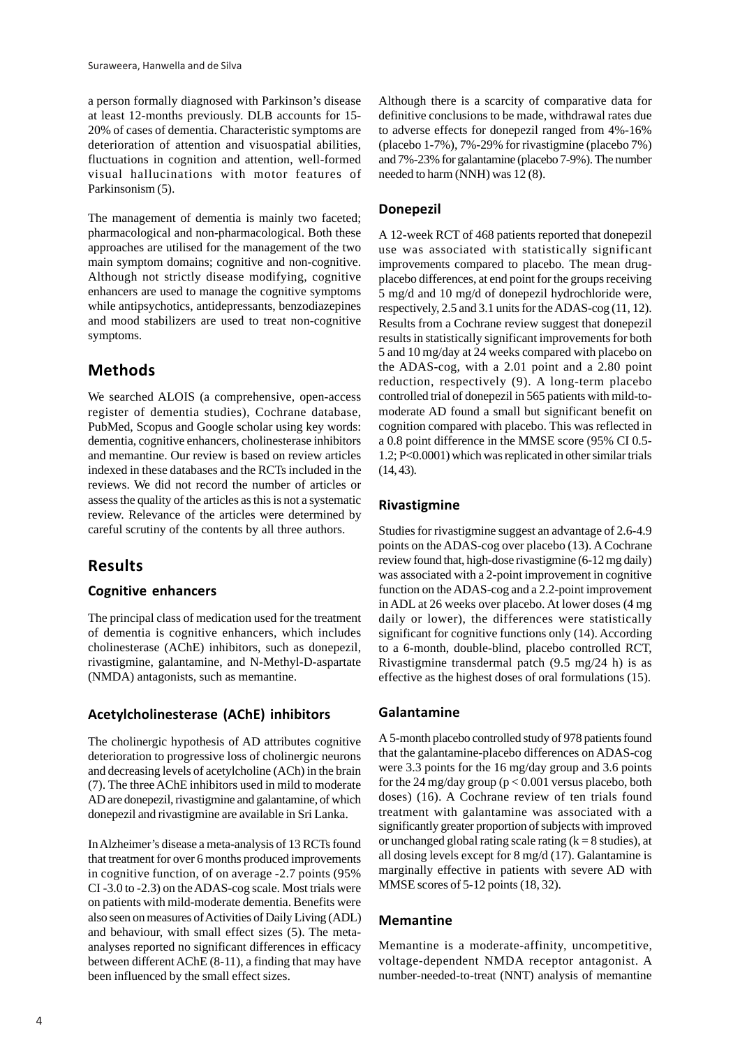a person formally diagnosed with Parkinson's disease at least 12-months previously. DLB accounts for 15-20% of cases of dementia. Characteristic symptoms are deterioration of attention and visuospatial abilities, fluctuations in cognition and attention, well-formed visual hallucinations with motor features of Parkinsonism (5).

The management of dementia is mainly two faceted; pharmacological and non-pharmacological. Both these approaches are utilised for the management of the two main symptom domains; cognitive and non-cognitive. Although not strictly disease modifying, cognitive enhancers are used to manage the cognitive symptoms while antipsychotics, antidepressants, benzodiazepines and mood stabilizers are used to treat non-cognitive symptoms.

## Methods

We searched ALOIS (a comprehensive, open-access register of dementia studies), Cochrane database, PubMed, Scopus and Google scholar using key words: dementia, cognitive enhancers, cholinesterase inhibitors and memantine. Our review is based on review articles indexed in these databases and the RCTs included in the reviews. We did not record the number of articles or assess the quality of the articles as this is not a systematic review. Relevance of the articles were determined by careful scrutiny of the contents by all three authors.

## Results

### Cognitive enhancers

The principal class of medication used for the treatment of dementia is cognitive enhancers, which includes cholinesterase (AChE) inhibitors, such as donepezil, rivastigmine, galantamine, and N-Methyl-D-aspartate (NMDA) antagonists, such as memantine.

### Acetylcholinesterase (AChE) inhibitors

The cholinergic hypothesis of AD attributes cognitive deterioration to progressive loss of cholinergic neurons and decreasing levels of acetylcholine (ACh) in the brain (7). The three AChE inhibitors used in mild to moderate AD are donepezil, rivastigmine and galantamine, of which donepezil and rivastigmine are available in Sri Lanka.

In Alzheimer's disease a meta-analysis of 13 RCTs found that treatment for over 6 months produced improvements in cognitive function, of on average -2.7 points (95% CI -3.0 to -2.3) on the ADAS-cog scale. Most trials were on patients with mild-moderate dementia. Benefits were also seen on measures of Activities of Daily Living (ADL) and behaviour, with small effect sizes (5). The meta-analyses reported no significant differences in efficacy between different AChE (8-11), a finding that may have been influenced by the small effect sizes.

Although there is a scarcity of comparative data for definitive conclusions to be made, withdrawal rates due to adverse effects for donepezil ranged from 4%-16% (placebo 1-7%), 7%-29% for rivastigmine (placebo 7%) and 7%-23% for galantamine (placebo 7-9%). The number needed to harm (NNH) was 12 (8).

### Donepezil

A 12-week RCT of 468 patients reported that donepezil use was associated with statistically significant improvements compared to placebo. The mean drug-placebo differences, at end point for the groups receiving 5 mg/d and 10 mg/d of donepezil hydrochloride were, respectively, 2.5 and 3.1 units for the ADAS-cog (11, 12). Results from a Cochrane review suggest that donepezil results in statistically significant improvements for both 5 and 10 mg/day at 24 weeks compared with placebo on the ADAS-cog, with a 2.01 point and a 2.80 point reduction, respectively (9). A long-term placebo controlled trial of donepezil in 565 patients with mild-to-moderate AD found a small but significant benefit on cognition compared with placebo. This was reflected in a 0.8 point difference in the MMSE score (95% CI 0.5-1.2; $P<0.0001$) which was replicated in other similar trials (14, 43).

### Rivastigmine

Studies for rivastigmine suggest an advantage of 2.6-4.9 points on the ADAS-cog over placebo (13). A Cochrane review found that, high-dose rivastigmine (6-12 mg daily) was associated with a 2-point improvement in cognitive function on the ADAS-cog and a 2.2-point improvement in ADL at 26 weeks over placebo. At lower doses (4 mg daily or lower), the differences were statistically significant for cognitive functions only (14). According to a 6-month, double-blind, placebo controlled RCT, Rivastigmine transdermal patch (9.5 mg/24 h) is as effective as the highest doses of oral formulations (15).

### Galantamine

A 5-month placebo controlled study of 978 patients found that the galantamine-placebo differences on ADAS-cog were 3.3 points for the 16 mg/day group and 3.6 points for the 24 mg/day group ($p < 0.001$ versus placebo, both doses) (16). A Cochrane review of ten trials found treatment with galantamine was associated with a significantly greater proportion of subjects with improved or unchanged global rating scale rating ($k = 8$ studies), at all dosing levels except for 8 mg/d (17). Galantamine is marginally effective in patients with severe AD with MMSE scores of 5-12 points (18, 32).

### Memantine

Memantine is a moderate-affinity, uncompetitive, voltage-dependent NMDA receptor antagonist. A number-needed-to-treat (NNT) analysis of memantine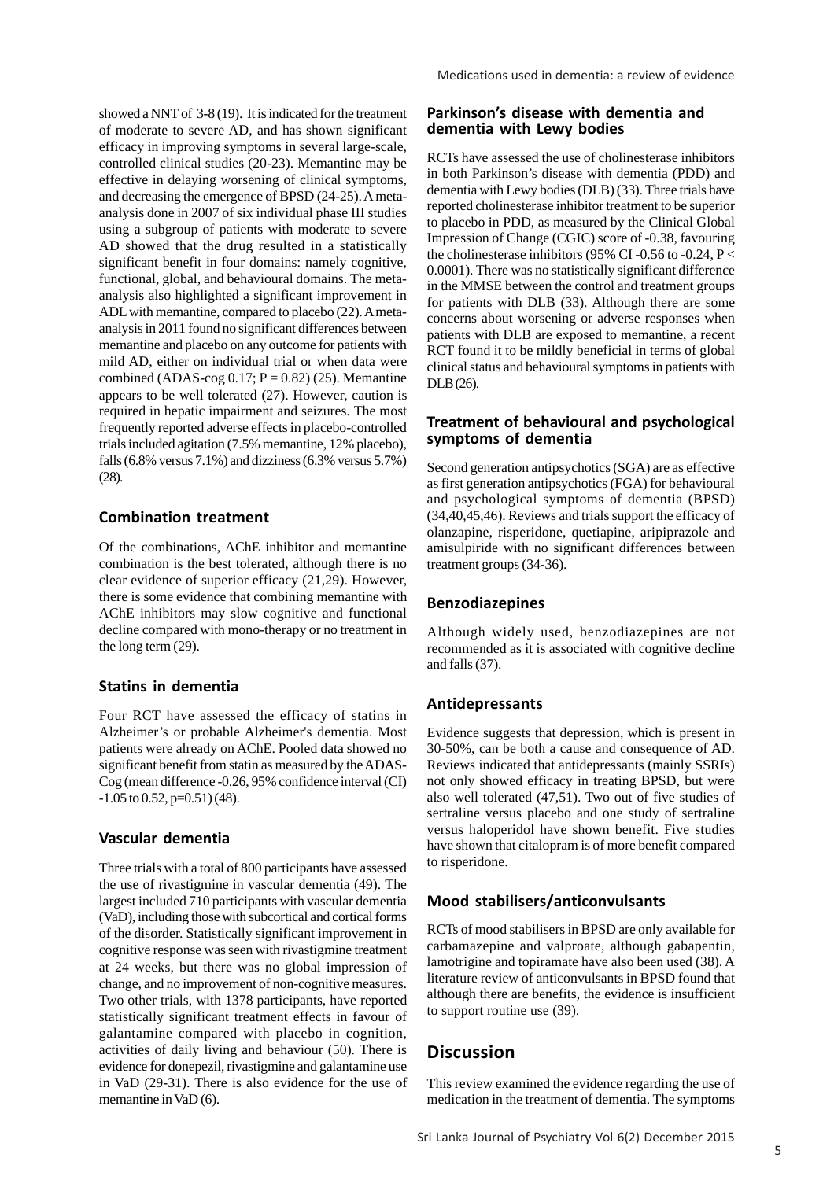showed a NNT of 3-8 (19). It is indicated for the treatment of moderate to severe AD, and has shown significant efficacy in improving symptoms in several large-scale, controlled clinical studies (20-23). Memantine may be effective in delaying worsening of clinical symptoms, and decreasing the emergence of BPSD (24-25). A meta-analysis done in 2007 of six individual phase III studies using a subgroup of patients with moderate to severe AD showed that the drug resulted in a statistically significant benefit in four domains: namely cognitive, functional, global, and behavioural domains. The meta-analysis also highlighted a significant improvement in ADL with memantine, compared to placebo (22). A meta-analysis in 2011 found no significant differences between memantine and placebo on any outcome for patients with mild AD, either on individual trial or when data were combined (ADAS-cog 0.17; $P = 0.82$) (25). Memantine appears to be well tolerated (27). However, caution is required in hepatic impairment and seizures. The most frequently reported adverse effects in placebo-controlled trials included agitation (7.5% memantine, 12% placebo), falls (6.8% versus 7.1%) and dizziness (6.3% versus 5.7%) (28).

### Combination treatment

Of the combinations, AChE inhibitor and memantine combination is the best tolerated, although there is no clear evidence of superior efficacy (21,29). However, there is some evidence that combining memantine with AChE inhibitors may slow cognitive and functional decline compared with mono-therapy or no treatment in the long term (29).

### Statins in dementia

Four RCT have assessed the efficacy of statins in Alzheimer's or probable Alzheimer's dementia. Most patients were already on AChE. Pooled data showed no significant benefit from statin as measured by the ADAS-Cog (mean difference -0.26, 95% confidence interval (CI) -1.05 to 0.52, $p=0.51$) (48).

### Vascular dementia

Three trials with a total of 800 participants have assessed the use of rivastigmine in vascular dementia (49). The largest included 710 participants with vascular dementia (VaD), including those with subcortical and cortical forms of the disorder. Statistically significant improvement in cognitive response was seen with rivastigmine treatment at 24 weeks, but there was no global impression of change, and no improvement of non-cognitive measures. Two other trials, with 1378 participants, have reported statistically significant treatment effects in favour of galantamine compared with placebo in cognition, activities of daily living and behaviour (50). There is evidence for donepezil, rivastigmine and galantamine use in VaD (29-31). There is also evidence for the use of memantine in VaD (6).

### Parkinson's disease with dementia and dementia with Lewy bodies

RCTs have assessed the use of cholinesterase inhibitors in both Parkinson's disease with dementia (PDD) and dementia with Lewy bodies (DLB) (33). Three trials have reported cholinesterase inhibitor treatment to be superior to placebo in PDD, as measured by the Clinical Global Impression of Change (CGIC) score of -0.38, favouring the cholinesterase inhibitors (95% CI -0.56 to -0.24, $P < 0.0001$). There was no statistically significant difference in the MMSE between the control and treatment groups for patients with DLB (33). Although there are some concerns about worsening or adverse responses when patients with DLB are exposed to memantine, a recent RCT found it to be mildly beneficial in terms of global clinical status and behavioural symptoms in patients with DLB (26).

### Treatment of behavioural and psychological symptoms of dementia

Second generation antipsychotics (SGA) are as effective as first generation antipsychotics (FGA) for behavioural and psychological symptoms of dementia (BPSD) (34,40,45,46). Reviews and trials support the efficacy of olanzapine, risperidone, quetiapine, aripiprazole and amisulpiride with no significant differences between treatment groups (34-36).

### Benzodiazepines

Although widely used, benzodiazepines are not recommended as it is associated with cognitive decline and falls (37).

### Antidepressants

Evidence suggests that depression, which is present in 30-50%, can be both a cause and consequence of AD. Reviews indicated that antidepressants (mainly SSRIs) not only showed efficacy in treating BPSD, but were also well tolerated (47,51). Two out of five studies of sertraline versus placebo and one study of sertraline versus haloperidol have shown benefit. Five studies have shown that citalopram is of more benefit compared to risperidone.

### Mood stabilisers/anticonvulsants

RCTs of mood stabilisers in BPSD are only available for carbamazepine and valproate, although gabapentin, lamotrigine and topiramate have also been used (38). A literature review of anticonvulsants in BPSD found that although there are benefits, the evidence is insufficient to support routine use (39).

## Discussion

This review examined the evidence regarding the use of medication in the treatment of dementia. The symptoms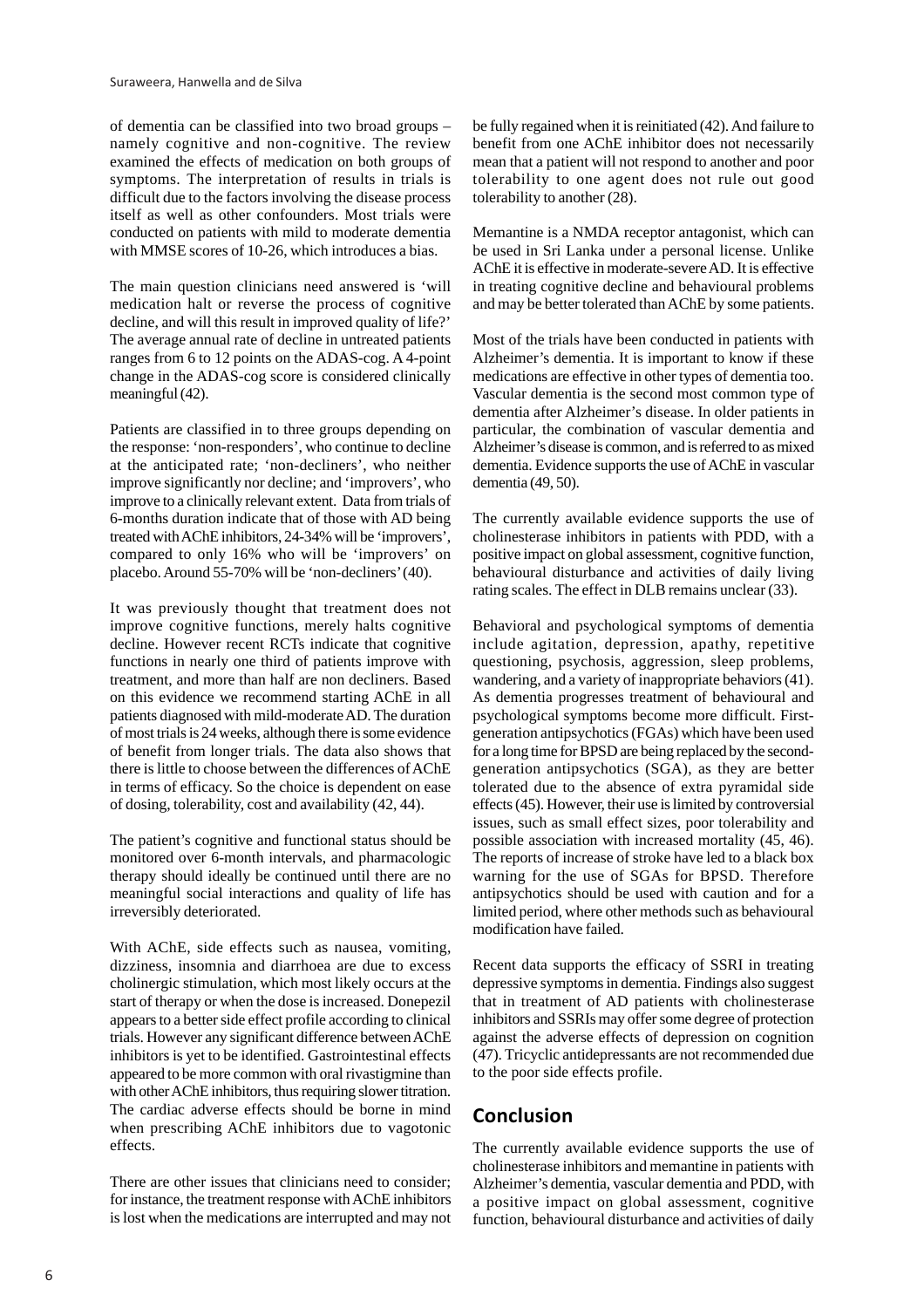of dementia can be classified into two broad groups – namely cognitive and non-cognitive. The review examined the effects of medication on both groups of symptoms. The interpretation of results in trials is difficult due to the factors involving the disease process itself as well as other confounders. Most trials were conducted on patients with mild to moderate dementia with MMSE scores of 10-26, which introduces a bias.

The main question clinicians need answered is 'will medication halt or reverse the process of cognitive decline, and will this result in improved quality of life?' The average annual rate of decline in untreated patients ranges from 6 to 12 points on the ADAS-cog. A 4-point change in the ADAS-cog score is considered clinically meaningful (42).

Patients are classified in to three groups depending on the response: 'non-responders', who continue to decline at the anticipated rate; 'non-decliners', who neither improve significantly nor decline; and 'improvers', who improve to a clinically relevant extent. Data from trials of 6-months duration indicate that of those with AD being treated with AChE inhibitors, 24-34% will be 'improvers', compared to only 16% who will be 'improvers' on placebo. Around 55-70% will be 'non-decliners' (40).

It was previously thought that treatment does not improve cognitive functions, merely halts cognitive decline. However recent RCTs indicate that cognitive functions in nearly one third of patients improve with treatment, and more than half are non decliners. Based on this evidence we recommend starting AChE in all patients diagnosed with mild-moderate AD. The duration of most trials is 24 weeks, although there is some evidence of benefit from longer trials. The data also shows that there is little to choose between the differences of AChE in terms of efficacy. So the choice is dependent on ease of dosing, tolerability, cost and availability (42, 44).

The patient's cognitive and functional status should be monitored over 6-month intervals, and pharmacologic therapy should ideally be continued until there are no meaningful social interactions and quality of life has irreversibly deteriorated.

With AChE, side effects such as nausea, vomiting, dizziness, insomnia and diarrhoea are due to excess cholinergic stimulation, which most likely occurs at the start of therapy or when the dose is increased. Donepezil appears to a better side effect profile according to clinical trials. However any significant difference between AChE inhibitors is yet to be identified. Gastrointestinal effects appeared to be more common with oral rivastigmine than with other AChE inhibitors, thus requiring slower titration. The cardiac adverse effects should be borne in mind when prescribing AChE inhibitors due to vagotonic effects.

There are other issues that clinicians need to consider; for instance, the treatment response with AChE inhibitors is lost when the medications are interrupted and may not be fully regained when it is reinitiated (42). And failure to benefit from one AChE inhibitor does not necessarily mean that a patient will not respond to another and poor tolerability to one agent does not rule out good tolerability to another (28).

Memantine is a NMDA receptor antagonist, which can be used in Sri Lanka under a personal license. Unlike AChE it is effective in moderate-severe AD. It is effective in treating cognitive decline and behavioural problems and may be better tolerated than AChE by some patients.

Most of the trials have been conducted in patients with Alzheimer's dementia. It is important to know if these medications are effective in other types of dementia too. Vascular dementia is the second most common type of dementia after Alzheimer's disease. In older patients in particular, the combination of vascular dementia and Alzheimer's disease is common, and is referred to as mixed dementia. Evidence supports the use of AChE in vascular dementia (49, 50).

The currently available evidence supports the use of cholinesterase inhibitors in patients with PDD, with a positive impact on global assessment, cognitive function, behavioural disturbance and activities of daily living rating scales. The effect in DLB remains unclear (33).

Behavioral and psychological symptoms of dementia include agitation, depression, apathy, repetitive questioning, psychosis, aggression, sleep problems, wandering, and a variety of inappropriate behaviors (41). As dementia progresses treatment of behavioural and psychological symptoms become more difficult. First-generation antipsychotics (FGAs) which have been used for a long time for BPSD are being replaced by the second-generation antipsychotics (SGA), as they are better tolerated due to the absence of extra pyramidal side effects (45). However, their use is limited by controversial issues, such as small effect sizes, poor tolerability and possible association with increased mortality (45, 46). The reports of increase of stroke have led to a black box warning for the use of SGAs for BPSD. Therefore antipsychotics should be used with caution and for a limited period, where other methods such as behavioural modification have failed.

Recent data supports the efficacy of SSRI in treating depressive symptoms in dementia. Findings also suggest that in treatment of AD patients with cholinesterase inhibitors and SSRIs may offer some degree of protection against the adverse effects of depression on cognition (47). Tricyclic antidepressants are not recommended due to the poor side effects profile.

## Conclusion

The currently available evidence supports the use of cholinesterase inhibitors and memantine in patients with Alzheimer's dementia, vascular dementia and PDD, with a positive impact on global assessment, cognitive function, behavioural disturbance and activities of daily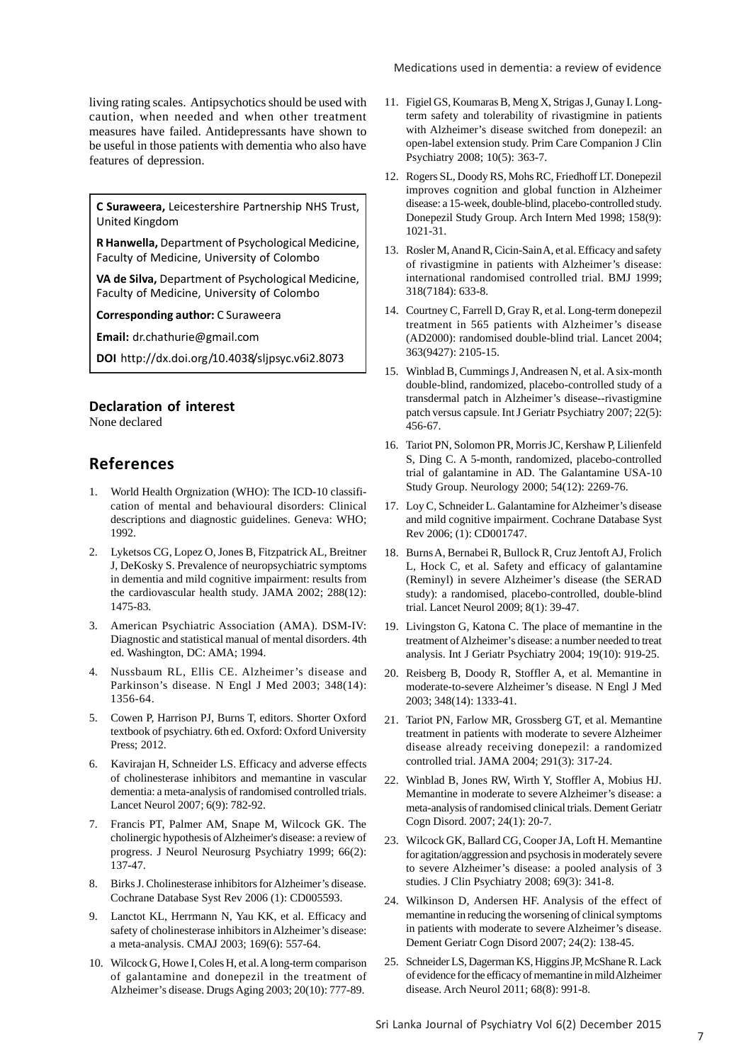living rating scales. Antipsychotics should be used with caution, when needed and when other treatment measures have failed. Antidepressants have shown to be useful in those patients with dementia who also have features of depression.

**C Suraweera,** Leicestershire Partnership NHS Trust, United Kingdom

**R Hanwella,** Department of Psychological Medicine, Faculty of Medicine, University of Colombo

**VA de Silva,** Department of Psychological Medicine, Faculty of Medicine, University of Colombo

**Corresponding author:** C Suraweera

**Email:** dr.chathurie@gmail.com

**DOI** http://dx.doi.org/10.4038/sljpsyc.v6i2.8073

### Declaration of interest

None declared

## References

1. World Health Orgnization (WHO): The ICD-10 classification of mental and behavioural disorders: Clinical descriptions and diagnostic guidelines. Geneva: WHO; 1992.
2. Lyketsos CG, Lopez O, Jones B, Fitzpatrick AL, Breitner J, DeKosky S. Prevalence of neuropsychiatric symptoms in dementia and mild cognitive impairment: results from the cardiovascular health study. JAMA 2002; 288(12): 1475-83.
3. American Psychiatric Association (AMA). DSM-IV: Diagnostic and statistical manual of mental disorders. 4th ed. Washington, DC: AMA; 1994.
4. Nussbaum RL, Ellis CE. Alzheimer's disease and Parkinson's disease. N Engl J Med 2003; 348(14): 1356-64.
5. Cowen P, Harrison PJ, Burns T, editors. Shorter Oxford textbook of psychiatry. 6th ed. Oxford: Oxford University Press; 2012.
6. Kavirajan H, Schneider LS. Efficacy and adverse effects of cholinesterase inhibitors and memantine in vascular dementia: a meta-analysis of randomised controlled trials. Lancet Neurol 2007; 6(9): 782-92.
7. Francis PT, Palmer AM, Snape M, Wilcock GK. The cholinergic hypothesis of Alzheimer's disease: a review of progress. J Neurol Neurosurg Psychiatry 1999; 66(2): 137-47.
8. Birks J. Cholinesterase inhibitors for Alzheimer's disease. Cochrane Database Syst Rev 2006 (1): CD005593.
9. Lanctot KL, Herrmann N, Yau KK, et al. Efficacy and safety of cholinesterase inhibitors in Alzheimer's disease: a meta-analysis. CMAJ 2003; 169(6): 557-64.
10. Wilcock G, Howe I, Coles H, et al. A long-term comparison of galantamine and donepezil in the treatment of Alzheimer's disease. Drugs Aging 2003; 20(10): 777-89.
11. Figiel GS, Koumaras B, Meng X, Strigas J, Gunay I. Long-term safety and tolerability of rivastigmine in patients with Alzheimer's disease switched from donepezil: an open-label extension study. Prim Care Companion J Clin Psychiatry 2008; 10(5): 363-7.
12. Rogers SL, Doody RS, Mohs RC, Friedhoff LT. Donepezil improves cognition and global function in Alzheimer disease: a 15-week, double-blind, placebo-controlled study. Donepezil Study Group. Arch Intern Med 1998; 158(9): 1021-31.
13. Rosler M, Anand R, Cicin-Sain A, et al. Efficacy and safety of rivastigmine in patients with Alzheimer's disease: international randomised controlled trial. BMJ 1999; 318(7184): 633-8.
14. Courtney C, Farrell D, Gray R, et al. Long-term donepezil treatment in 565 patients with Alzheimer's disease (AD2000): randomised double-blind trial. Lancet 2004; 363(9427): 2105-15.
15. Winblad B, Cummings J, Andreasen N, et al. A six-month double-blind, randomized, placebo-controlled study of a transdermal patch in Alzheimer's disease--rivastigmine patch versus capsule. Int J Geriatr Psychiatry 2007; 22(5): 456-67.
16. Tariot PN, Solomon PR, Morris JC, Kershaw P, Lilienfeld S, Ding C. A 5-month, randomized, placebo-controlled trial of galantamine in AD. The Galantamine USA-10 Study Group. Neurology 2000; 54(12): 2269-76.
17. Loy C, Schneider L. Galantamine for Alzheimer's disease and mild cognitive impairment. Cochrane Database Syst Rev 2006; (1): CD001747.
18. Burns A, Bernabei R, Bullock R, Cruz Jentoft AJ, Frolich L, Hock C, et al. Safety and efficacy of galantamine (Reminyl) in severe Alzheimer's disease (the SERAD study): a randomised, placebo-controlled, double-blind trial. Lancet Neurol 2009; 8(1): 39-47.
19. Livingston G, Katona C. The place of memantine in the treatment of Alzheimer's disease: a number needed to treat analysis. Int J Geriatr Psychiatry 2004; 19(10): 919-25.
20. Reisberg B, Doody R, Stoffler A, et al. Memantine in moderate-to-severe Alzheimer's disease. N Engl J Med 2003; 348(14): 1333-41.
21. Tariot PN, Farlow MR, Grossberg GT, et al. Memantine treatment in patients with moderate to severe Alzheimer disease already receiving donepezil: a randomized controlled trial. JAMA 2004; 291(3): 317-24.
22. Winblad B, Jones RW, Wirth Y, Stoffler A, Mobius HJ. Memantine in moderate to severe Alzheimer's disease: a meta-analysis of randomised clinical trials. Dement Geriatr Cogn Disord. 2007; 24(1): 20-7.
23. Wilcock GK, Ballard CG, Cooper JA, Loft H. Memantine for agitation/aggression and psychosis in moderately severe to severe Alzheimer's disease: a pooled analysis of 3 studies. J Clin Psychiatry 2008; 69(3): 341-8.
24. Wilkinson D, Andersen HF. Analysis of the effect of memantine in reducing the worsening of clinical symptoms in patients with moderate to severe Alzheimer's disease. Dement Geriatr Cogn Disord 2007; 24(2): 138-45.
25. Schneider LS, Dagerman KS, Higgins JP, McShane R. Lack of evidence for the efficacy of memantine in mild Alzheimer disease. Arch Neurol 2011; 68(8): 991-8.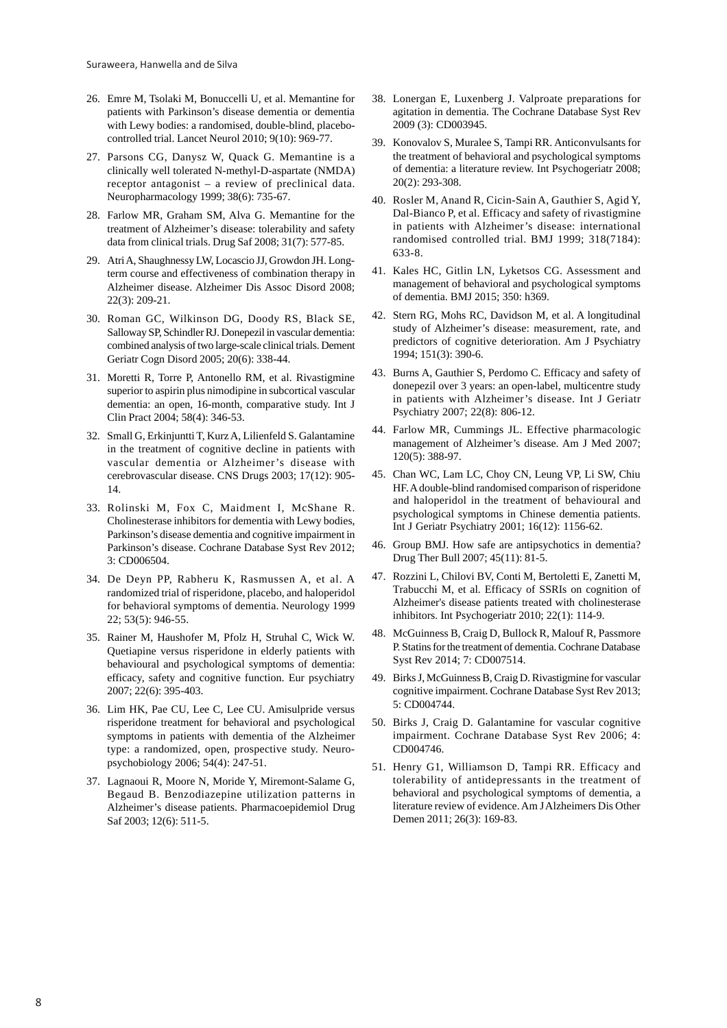26. Emre M, Tsolaki M, Bonuccelli U, et al. Memantine for patients with Parkinson's disease dementia or dementia with Lewy bodies: a randomised, double-blind, placebo-controlled trial. Lancet Neurol 2010; 9(10): 969-77.

27. Parsons CG, Danysz W, Quack G. Memantine is a clinically well tolerated N-methyl-D-aspartate (NMDA) receptor antagonist – a review of preclinical data. Neuropharmacology 1999; 38(6): 735-67.

28. Farlow MR, Graham SM, Alva G. Memantine for the treatment of Alzheimer's disease: tolerability and safety data from clinical trials. Drug Saf 2008; 31(7): 577-85.

29. Atri A, Shaughnessy LW, Locascio JJ, Growdon JH. Long-term course and effectiveness of combination therapy in Alzheimer disease. Alzheimer Dis Assoc Disord 2008; 22(3): 209-21.

30. Roman GC, Wilkinson DG, Doody RS, Black SE, Salloway SP, Schindler RJ. Donepezil in vascular dementia: combined analysis of two large-scale clinical trials. Dement Geriatr Cogn Disord 2005; 20(6): 338-44.

31. Moretti R, Torre P, Antonello RM, et al. Rivastigmine superior to aspirin plus nimodipine in subcortical vascular dementia: an open, 16-month, comparative study. Int J Clin Pract 2004; 58(4): 346-53.

32. Small G, Erkinjuntti T, Kurz A, Lilienfeld S. Galantamine in the treatment of cognitive decline in patients with vascular dementia or Alzheimer's disease with cerebrovascular disease. CNS Drugs 2003; 17(12): 905-14.

33. Rolinski M, Fox C, Maidment I, McShane R. Cholinesterase inhibitors for dementia with Lewy bodies, Parkinson's disease dementia and cognitive impairment in Parkinson's disease. Cochrane Database Syst Rev 2012; 3: CD006504.

34. De Deyn PP, Rabheru K, Rasmussen A, et al. A randomized trial of risperidone, placebo, and haloperidol for behavioral symptoms of dementia. Neurology 1999 22; 53(5): 946-55.

35. Rainer M, Haushofer M, Pfolz H, Struhal C, Wick W. Quetiapine versus risperidone in elderly patients with behavioural and psychological symptoms of dementia: efficacy, safety and cognitive function. Eur psychiatry 2007; 22(6): 395-403.

36. Lim HK, Pae CU, Lee C, Lee CU. Amisulpride versus risperidone treatment for behavioral and psychological symptoms in patients with dementia of the Alzheimer type: a randomized, open, prospective study. Neuro-psychobiology 2006; 54(4): 247-51.

37. Lagnaoui R, Moore N, Moride Y, Miremont-Salame G, Begaud B. Benzodiazepine utilization patterns in Alzheimer's disease patients. Pharmacoepidemiol Drug Saf 2003; 12(6): 511-5.

38. Lonergan E, Luxenberg J. Valproate preparations for agitation in dementia. The Cochrane Database Syst Rev 2009 (3): CD003945.

39. Konovalov S, Muralee S, Tampi RR. Anticonvulsants for the treatment of behavioral and psychological symptoms of dementia: a literature review. Int Psychogeriatr 2008; 20(2): 293-308.

40. Rosler M, Anand R, Cicin-Sain A, Gauthier S, Agid Y, Dal-Bianco P, et al. Efficacy and safety of rivastigmine in patients with Alzheimer's disease: international randomised controlled trial. BMJ 1999; 318(7184): 633-8.

41. Kales HC, Gitlin LN, Lyketsos CG. Assessment and management of behavioral and psychological symptoms of dementia. BMJ 2015; 350: h369.

42. Stern RG, Mohs RC, Davidson M, et al. A longitudinal study of Alzheimer's disease: measurement, rate, and predictors of cognitive deterioration. Am J Psychiatry 1994; 151(3): 390-6.

43. Burns A, Gauthier S, Perdomo C. Efficacy and safety of donepezil over 3 years: an open-label, multicentre study in patients with Alzheimer's disease. Int J Geriatr Psychiatry 2007; 22(8): 806-12.

44. Farlow MR, Cummings JL. Effective pharmacologic management of Alzheimer's disease. Am J Med 2007; 120(5): 388-97.

45. Chan WC, Lam LC, Choy CN, Leung VP, Li SW, Chiu HF. A double-blind randomised comparison of risperidone and haloperidol in the treatment of behavioural and psychological symptoms in Chinese dementia patients. Int J Geriatr Psychiatry 2001; 16(12): 1156-62.

46. Group BMJ. How safe are antipsychotics in dementia? Drug Ther Bull 2007; 45(11): 81-5.

47. Rozzini L, Chilovi BV, Conti M, Bertoletti E, Zanetti M, Trabucchi M, et al. Efficacy of SSRIs on cognition of Alzheimer's disease patients treated with cholinesterase inhibitors. Int Psychogeriatr 2010; 22(1): 114-9.

48. McGuinness B, Craig D, Bullock R, Malouf R, Passmore P. Statins for the treatment of dementia. Cochrane Database Syst Rev 2014; 7: CD007514.

49. Birks J, McGuinness B, Craig D. Rivastigmine for vascular cognitive impairment. Cochrane Database Syst Rev 2013; 5: CD004744.

50. Birks J, Craig D. Galantamine for vascular cognitive impairment. Cochrane Database Syst Rev 2006; 4: CD004746.

51. Henry G1, Williamson D, Tampi RR. Efficacy and tolerability of antidepressants in the treatment of behavioral and psychological symptoms of dementia, a literature review of evidence. Am J Alzheimers Dis Other Demen 2011; 26(3): 169-83.